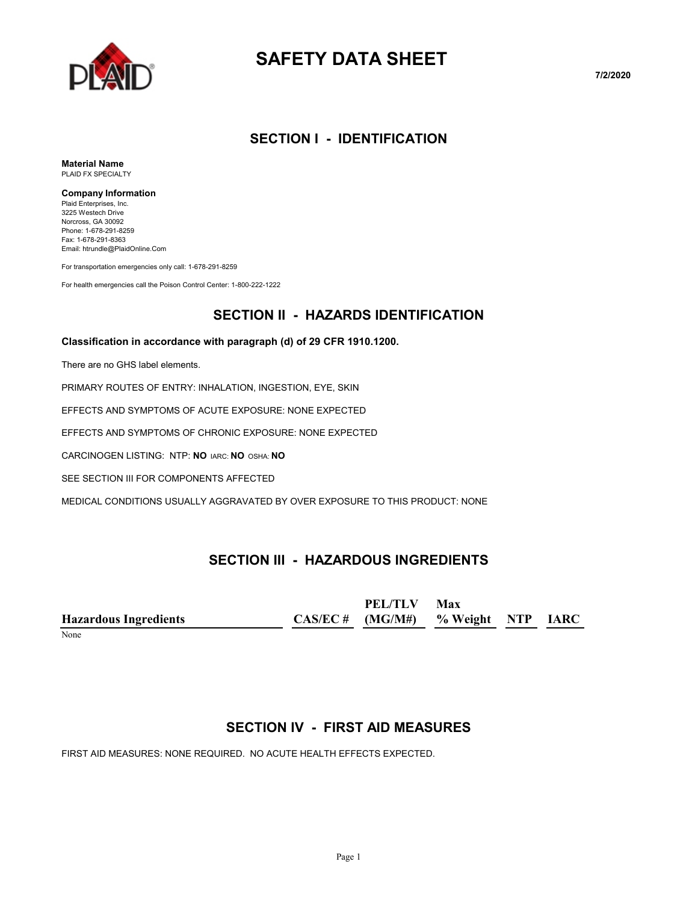# SAFETY DATA SHEET

7/2/2020

## SECTION I - IDENTIFICATION

**Material Name**
PLAID FX SPECIALTY

**Company Information**
Plaid Enterprises, Inc.
3225 Westech Drive
Norcross, GA 30092
Phone: 1-678-291-8259
Fax: 1-678-291-8363
Email: htrundle@PlaidOnline.Com

For transportation emergencies only call: 1-678-291-8259

For health emergencies call the Poison Control Center: 1-800-222-1222

## SECTION II - HAZARDS IDENTIFICATION

**Classification in accordance with paragraph (d) of 29 CFR 1910.1200.**

There are no GHS label elements.

PRIMARY ROUTES OF ENTRY: INHALATION, INGESTION, EYE, SKIN

EFFECTS AND SYMPTOMS OF ACUTE EXPOSURE: NONE EXPECTED

EFFECTS AND SYMPTOMS OF CHRONIC EXPOSURE: NONE EXPECTED

CARCINOGEN LISTING: NTP: **NO** IARC: **NO** OSHA: **NO**

SEE SECTION III FOR COMPONENTS AFFECTED

MEDICAL CONDITIONS USUALLY AGGRAVATED BY OVER EXPOSURE TO THIS PRODUCT: NONE

## SECTION III - HAZARDOUS INGREDIENTS

| Hazardous Ingredients | CAS/EC # | PEL/TLV (MG/M#) | Max % Weight | NTP | IARC |
|---|---|---|---|---|---|
| None | | | | | |

## SECTION IV - FIRST AID MEASURES

FIRST AID MEASURES: NONE REQUIRED. NO ACUTE HEALTH EFFECTS EXPECTED.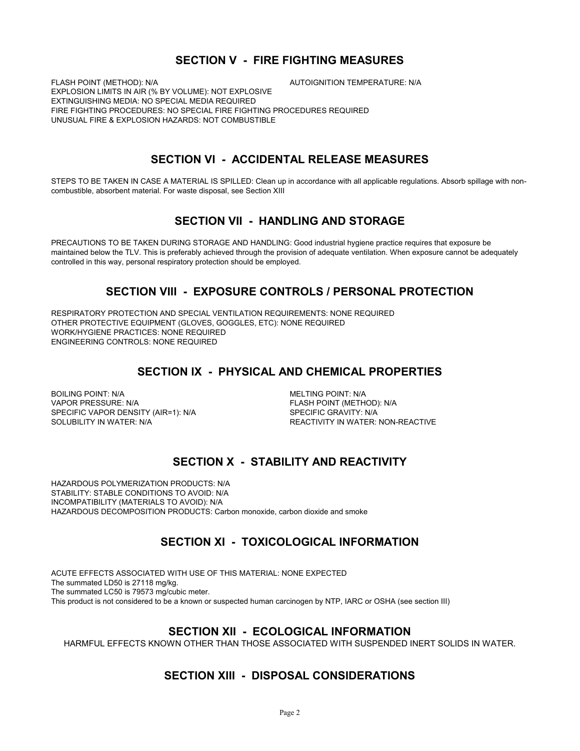## SECTION V - FIRE FIGHTING MEASURES

FLASH POINT (METHOD): N/A

AUTOIGNITION TEMPERATURE: N/A

EXPLOSION LIMITS IN AIR (% BY VOLUME): NOT EXPLOSIVE

EXTINGUISHING MEDIA: NO SPECIAL MEDIA REQUIRED

FIRE FIGHTING PROCEDURES: NO SPECIAL FIRE FIGHTING PROCEDURES REQUIRED

UNUSUAL FIRE & EXPLOSION HAZARDS: NOT COMBUSTIBLE

## SECTION VI - ACCIDENTAL RELEASE MEASURES

STEPS TO BE TAKEN IN CASE A MATERIAL IS SPILLED: Clean up in accordance with all applicable regulations. Absorb spillage with non-combustible, absorbent material. For waste disposal, see Section XIII

## SECTION VII - HANDLING AND STORAGE

PRECAUTIONS TO BE TAKEN DURING STORAGE AND HANDLING: Good industrial hygiene practice requires that exposure be maintained below the TLV. This is preferably achieved through the provision of adequate ventilation. When exposure cannot be adequately controlled in this way, personal respiratory protection should be employed.

## SECTION VIII - EXPOSURE CONTROLS / PERSONAL PROTECTION

RESPIRATORY PROTECTION AND SPECIAL VENTILATION REQUIREMENTS: NONE REQUIRED

OTHER PROTECTIVE EQUIPMENT (GLOVES, GOGGLES, ETC): NONE REQUIRED

WORK/HYGIENE PRACTICES: NONE REQUIRED

ENGINEERING CONTROLS: NONE REQUIRED

## SECTION IX - PHYSICAL AND CHEMICAL PROPERTIES

BOILING POINT: N/A

MELTING POINT: N/A

VAPOR PRESSURE: N/A

FLASH POINT (METHOD): N/A

SPECIFIC VAPOR DENSITY (AIR=1): N/A

SPECIFIC GRAVITY: N/A

SOLUBILITY IN WATER: N/A

REACTIVITY IN WATER: NON-REACTIVE

## SECTION X - STABILITY AND REACTIVITY

HAZARDOUS POLYMERIZATION PRODUCTS: N/A

STABILITY: STABLE CONDITIONS TO AVOID: N/A

INCOMPATIBILITY (MATERIALS TO AVOID): N/A

HAZARDOUS DECOMPOSITION PRODUCTS: Carbon monoxide, carbon dioxide and smoke

## SECTION XI - TOXICOLOGICAL INFORMATION

ACUTE EFFECTS ASSOCIATED WITH USE OF THIS MATERIAL: NONE EXPECTED

The summated LD50 is 27118 mg/kg.

The summated LC50 is 79573 mg/cubic meter.

This product is not considered to be a known or suspected human carcinogen by NTP, IARC or OSHA (see section III)

## SECTION XII - ECOLOGICAL INFORMATION

HARMFUL EFFECTS KNOWN OTHER THAN THOSE ASSOCIATED WITH SUSPENDED INERT SOLIDS IN WATER.

## SECTION XIII - DISPOSAL CONSIDERATIONS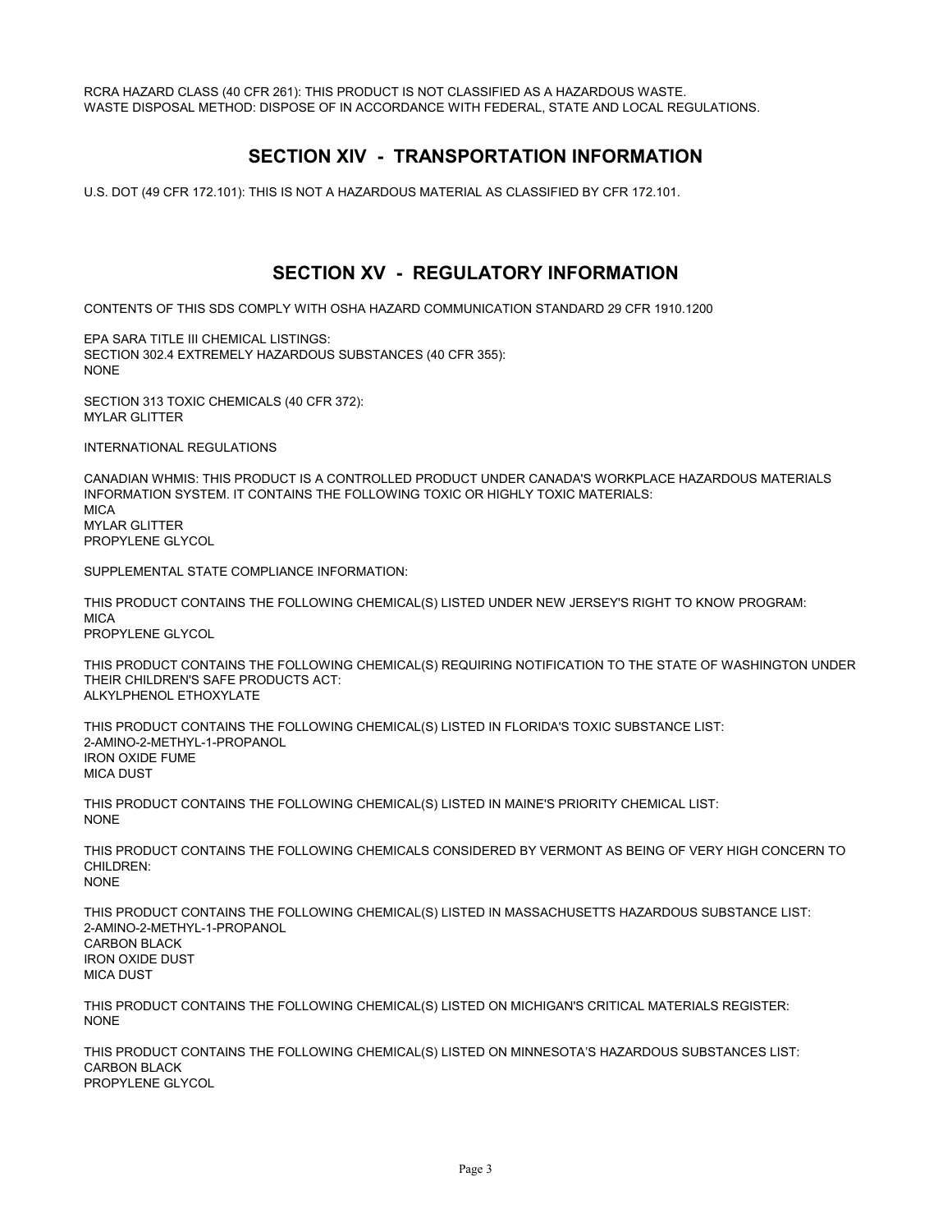RCRA HAZARD CLASS (40 CFR 261): THIS PRODUCT IS NOT CLASSIFIED AS A HAZARDOUS WASTE.
WASTE DISPOSAL METHOD: DISPOSE OF IN ACCORDANCE WITH FEDERAL, STATE AND LOCAL REGULATIONS.

## SECTION XIV - TRANSPORTATION INFORMATION

U.S. DOT (49 CFR 172.101): THIS IS NOT A HAZARDOUS MATERIAL AS CLASSIFIED BY CFR 172.101.

## SECTION XV - REGULATORY INFORMATION

CONTENTS OF THIS SDS COMPLY WITH OSHA HAZARD COMMUNICATION STANDARD 29 CFR 1910.1200

EPA SARA TITLE III CHEMICAL LISTINGS:
SECTION 302.4 EXTREMELY HAZARDOUS SUBSTANCES (40 CFR 355):
NONE

SECTION 313 TOXIC CHEMICALS (40 CFR 372):
MYLAR GLITTER

INTERNATIONAL REGULATIONS

CANADIAN WHMIS: THIS PRODUCT IS A CONTROLLED PRODUCT UNDER CANADA'S WORKPLACE HAZARDOUS MATERIALS INFORMATION SYSTEM. IT CONTAINS THE FOLLOWING TOXIC OR HIGHLY TOXIC MATERIALS:
MICA
MYLAR GLITTER
PROPYLENE GLYCOL

SUPPLEMENTAL STATE COMPLIANCE INFORMATION:

THIS PRODUCT CONTAINS THE FOLLOWING CHEMICAL(S) LISTED UNDER NEW JERSEY'S RIGHT TO KNOW PROGRAM:
MICA
PROPYLENE GLYCOL

THIS PRODUCT CONTAINS THE FOLLOWING CHEMICAL(S) REQUIRING NOTIFICATION TO THE STATE OF WASHINGTON UNDER THEIR CHILDREN'S SAFE PRODUCTS ACT:
ALKYLPHENOL ETHOXYLATE

THIS PRODUCT CONTAINS THE FOLLOWING CHEMICAL(S) LISTED IN FLORIDA'S TOXIC SUBSTANCE LIST:
2-AMINO-2-METHYL-1-PROPANOL
IRON OXIDE FUME
MICA DUST

THIS PRODUCT CONTAINS THE FOLLOWING CHEMICAL(S) LISTED IN MAINE'S PRIORITY CHEMICAL LIST:
NONE

THIS PRODUCT CONTAINS THE FOLLOWING CHEMICALS CONSIDERED BY VERMONT AS BEING OF VERY HIGH CONCERN TO CHILDREN:
NONE

THIS PRODUCT CONTAINS THE FOLLOWING CHEMICAL(S) LISTED IN MASSACHUSETTS HAZARDOUS SUBSTANCE LIST:
2-AMINO-2-METHYL-1-PROPANOL
CARBON BLACK
IRON OXIDE DUST
MICA DUST

THIS PRODUCT CONTAINS THE FOLLOWING CHEMICAL(S) LISTED ON MICHIGAN'S CRITICAL MATERIALS REGISTER:
NONE

THIS PRODUCT CONTAINS THE FOLLOWING CHEMICAL(S) LISTED ON MINNESOTA'S HAZARDOUS SUBSTANCES LIST:
CARBON BLACK
PROPYLENE GLYCOL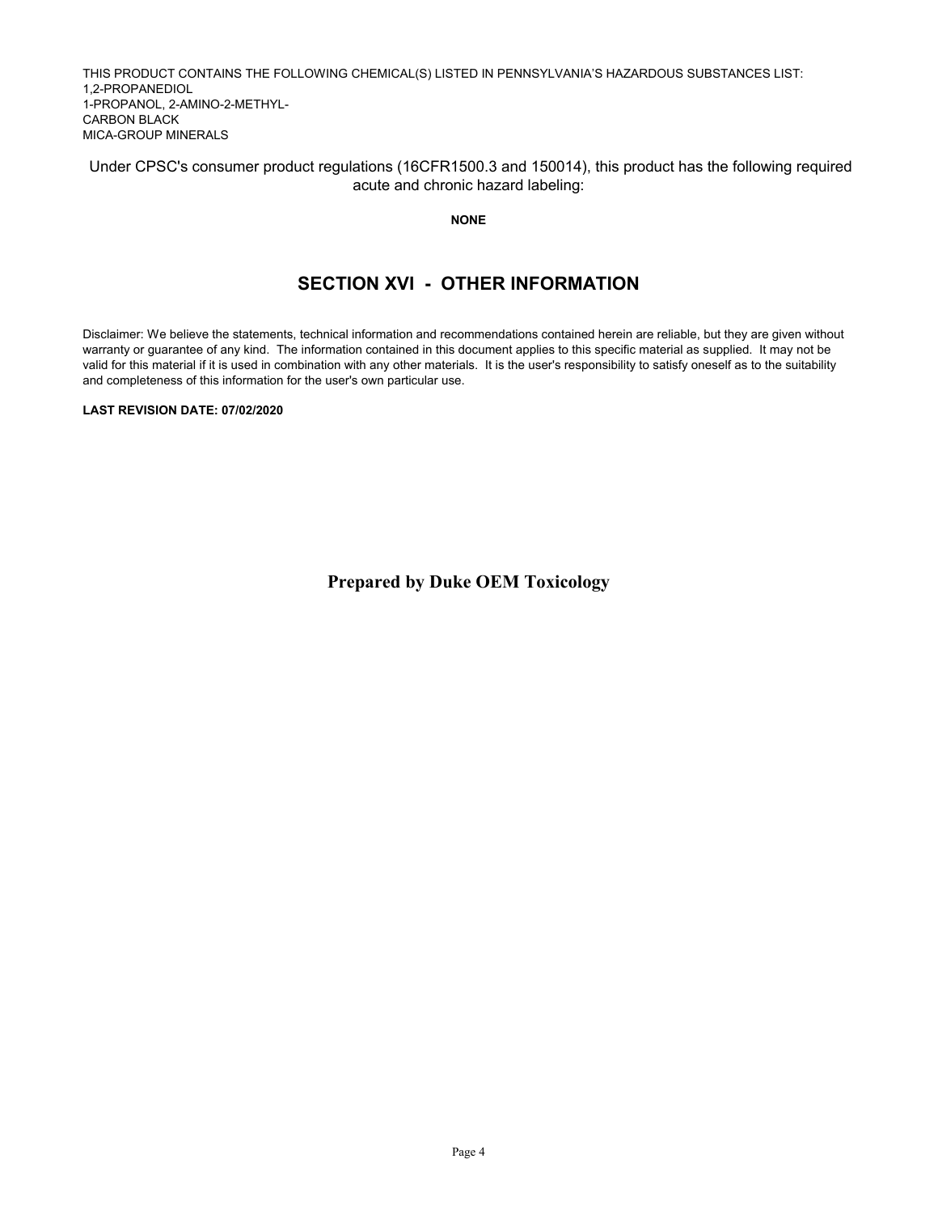THIS PRODUCT CONTAINS THE FOLLOWING CHEMICAL(S) LISTED IN PENNSYLVANIA'S HAZARDOUS SUBSTANCES LIST:
1,2-PROPANEDIOL
1-PROPANOL, 2-AMINO-2-METHYL-
CARBON BLACK
MICA-GROUP MINERALS

Under CPSC's consumer product regulations (16CFR1500.3 and 150014), this product has the following required acute and chronic hazard labeling:

**NONE**

## SECTION XVI - OTHER INFORMATION

Disclaimer: We believe the statements, technical information and recommendations contained herein are reliable, but they are given without warranty or guarantee of any kind. The information contained in this document applies to this specific material as supplied. It may not be valid for this material if it is used in combination with any other materials. It is the user's responsibility to satisfy oneself as to the suitability and completeness of this information for the user's own particular use.

**LAST REVISION DATE: 07/02/2020**

**Prepared by Duke OEM Toxicology**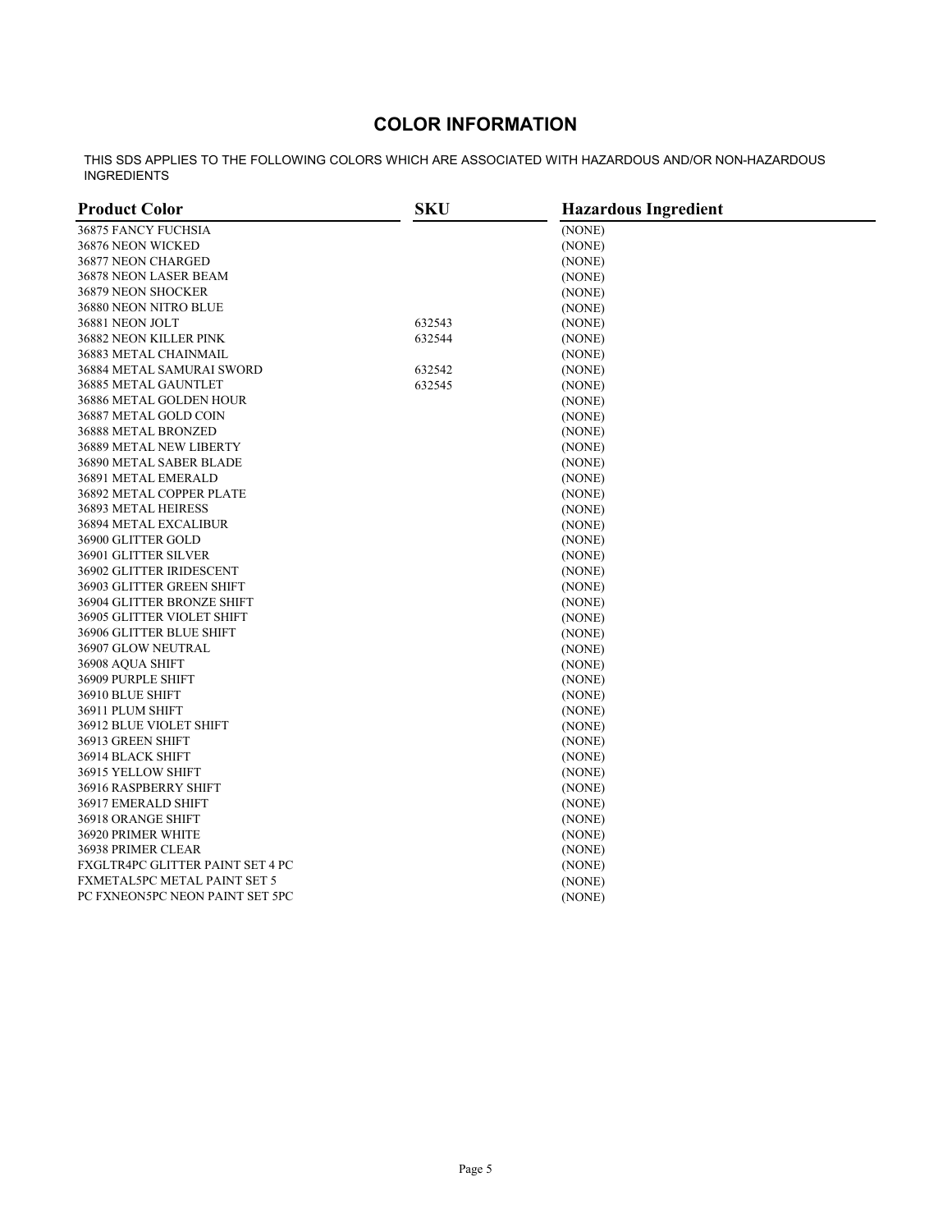# COLOR INFORMATION

THIS SDS APPLIES TO THE FOLLOWING COLORS WHICH ARE ASSOCIATED WITH HAZARDOUS AND/OR NON-HAZARDOUS INGREDIENTS

| Product Color | SKU | Hazardous Ingredient |
|---|---|---|
| 36875 FANCY FUCHSIA | | (NONE) |
| 36876 NEON WICKED | | (NONE) |
| 36877 NEON CHARGED | | (NONE) |
| 36878 NEON LASER BEAM | | (NONE) |
| 36879 NEON SHOCKER | | (NONE) |
| 36880 NEON NITRO BLUE | | (NONE) |
| 36881 NEON JOLT | 632543 | (NONE) |
| 36882 NEON KILLER PINK | 632544 | (NONE) |
| 36883 METAL CHAINMAIL | | (NONE) |
| 36884 METAL SAMURAI SWORD | 632542 | (NONE) |
| 36885 METAL GAUNTLET | 632545 | (NONE) |
| 36886 METAL GOLDEN HOUR | | (NONE) |
| 36887 METAL GOLD COIN | | (NONE) |
| 36888 METAL BRONZED | | (NONE) |
| 36889 METAL NEW LIBERTY | | (NONE) |
| 36890 METAL SABER BLADE | | (NONE) |
| 36891 METAL EMERALD | | (NONE) |
| 36892 METAL COPPER PLATE | | (NONE) |
| 36893 METAL HEIRESS | | (NONE) |
| 36894 METAL EXCALIBUR | | (NONE) |
| 36900 GLITTER GOLD | | (NONE) |
| 36901 GLITTER SILVER | | (NONE) |
| 36902 GLITTER IRIDESCENT | | (NONE) |
| 36903 GLITTER GREEN SHIFT | | (NONE) |
| 36904 GLITTER BRONZE SHIFT | | (NONE) |
| 36905 GLITTER VIOLET SHIFT | | (NONE) |
| 36906 GLITTER BLUE SHIFT | | (NONE) |
| 36907 GLOW NEUTRAL | | (NONE) |
| 36908 AQUA SHIFT | | (NONE) |
| 36909 PURPLE SHIFT | | (NONE) |
| 36910 BLUE SHIFT | | (NONE) |
| 36911 PLUM SHIFT | | (NONE) |
| 36912 BLUE VIOLET SHIFT | | (NONE) |
| 36913 GREEN SHIFT | | (NONE) |
| 36914 BLACK SHIFT | | (NONE) |
| 36915 YELLOW SHIFT | | (NONE) |
| 36916 RASPBERRY SHIFT | | (NONE) |
| 36917 EMERALD SHIFT | | (NONE) |
| 36918 ORANGE SHIFT | | (NONE) |
| 36920 PRIMER WHITE | | (NONE) |
| 36938 PRIMER CLEAR | | (NONE) |
| FXGLTR4PC GLITTER PAINT SET 4 PC | | (NONE) |
| FXMETAL5PC METAL PAINT SET 5 | | (NONE) |
| PC FXNEON5PC NEON PAINT SET 5PC | | (NONE) |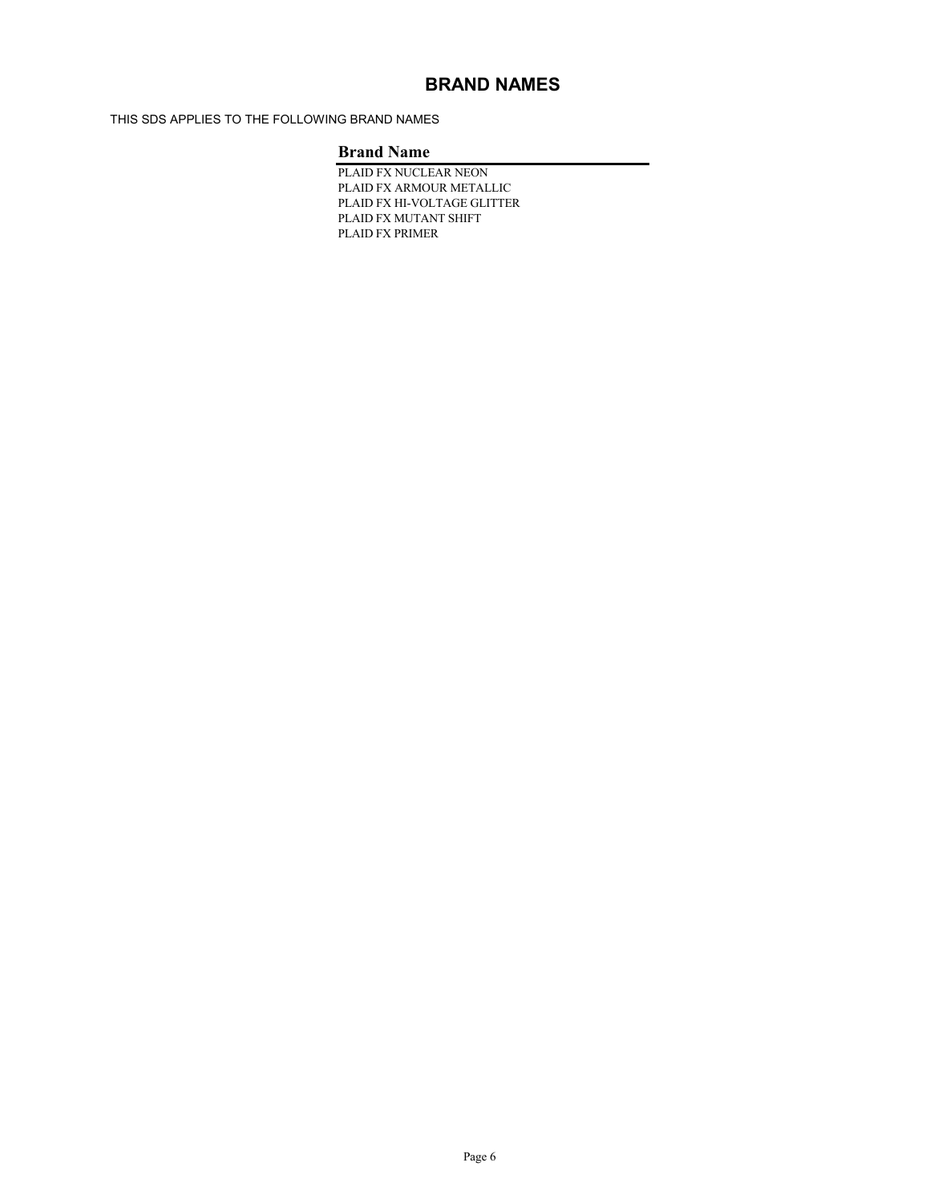# BRAND NAMES

THIS SDS APPLIES TO THE FOLLOWING BRAND NAMES

| Brand Name |
|---|
| PLAID FX NUCLEAR NEON |
| PLAID FX ARMOUR METALLIC |
| PLAID FX HI-VOLTAGE GLITTER |
| PLAID FX MUTANT SHIFT |
| PLAID FX PRIMER |